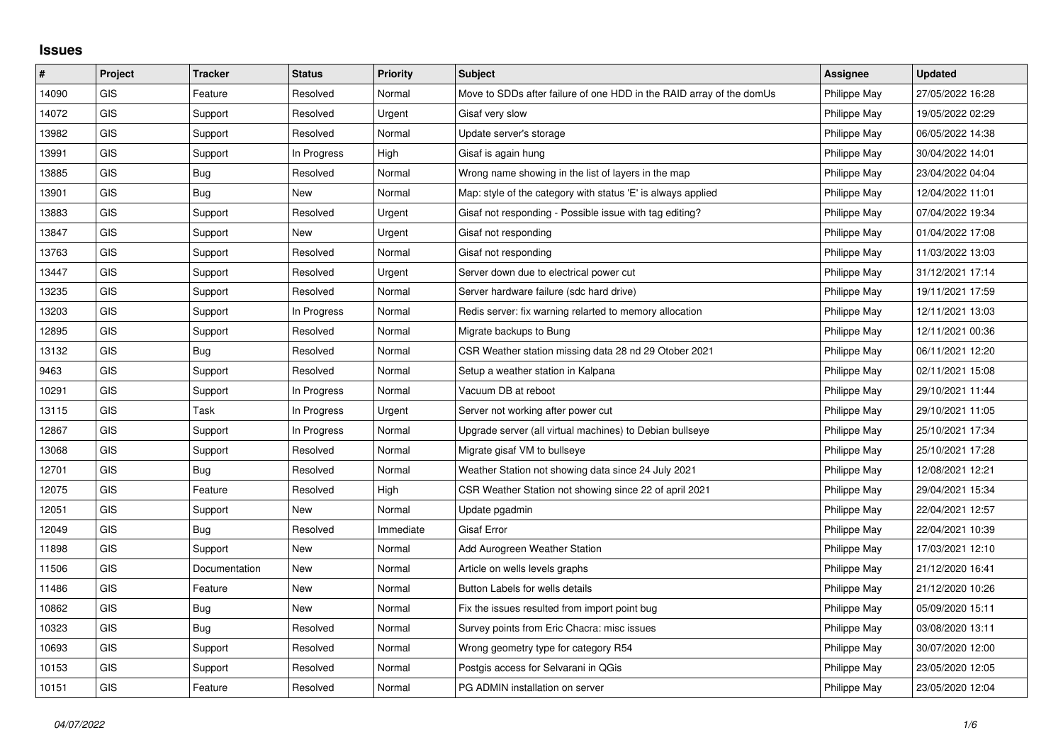## Issues

| # | Project | Tracker | Status | Priority | Subject | Assignee | Updated |
|---|---|---|---|---|---|---|---|
| 14090 | GIS | Feature | Resolved | Normal | Move to SDDs after failure of one HDD in the RAID array of the domUs | Philippe May | 27/05/2022 16:28 |
| 14072 | GIS | Support | Resolved | Urgent | Gisaf very slow | Philippe May | 19/05/2022 02:29 |
| 13982 | GIS | Support | Resolved | Normal | Update server's storage | Philippe May | 06/05/2022 14:38 |
| 13991 | GIS | Support | In Progress | High | Gisaf is again hung | Philippe May | 30/04/2022 14:01 |
| 13885 | GIS | Bug | Resolved | Normal | Wrong name showing in the list of layers in the map | Philippe May | 23/04/2022 04:04 |
| 13901 | GIS | Bug | New | Normal | Map: style of the category with status 'E' is always applied | Philippe May | 12/04/2022 11:01 |
| 13883 | GIS | Support | Resolved | Urgent | Gisaf not responding - Possible issue with tag editing? | Philippe May | 07/04/2022 19:34 |
| 13847 | GIS | Support | New | Urgent | Gisaf not responding | Philippe May | 01/04/2022 17:08 |
| 13763 | GIS | Support | Resolved | Normal | Gisaf not responding | Philippe May | 11/03/2022 13:03 |
| 13447 | GIS | Support | Resolved | Urgent | Server down due to electrical power cut | Philippe May | 31/12/2021 17:14 |
| 13235 | GIS | Support | Resolved | Normal | Server hardware failure (sdc hard drive) | Philippe May | 19/11/2021 17:59 |
| 13203 | GIS | Support | In Progress | Normal | Redis server: fix warning relarted to memory allocation | Philippe May | 12/11/2021 13:03 |
| 12895 | GIS | Support | Resolved | Normal | Migrate backups to Bung | Philippe May | 12/11/2021 00:36 |
| 13132 | GIS | Bug | Resolved | Normal | CSR Weather station missing data 28 nd 29 Otober 2021 | Philippe May | 06/11/2021 12:20 |
| 9463 | GIS | Support | Resolved | Normal | Setup a weather station in Kalpana | Philippe May | 02/11/2021 15:08 |
| 10291 | GIS | Support | In Progress | Normal | Vacuum DB at reboot | Philippe May | 29/10/2021 11:44 |
| 13115 | GIS | Task | In Progress | Urgent | Server not working after power cut | Philippe May | 29/10/2021 11:05 |
| 12867 | GIS | Support | In Progress | Normal | Upgrade server (all virtual machines) to Debian bullseye | Philippe May | 25/10/2021 17:34 |
| 13068 | GIS | Support | Resolved | Normal | Migrate gisaf VM to bullseye | Philippe May | 25/10/2021 17:28 |
| 12701 | GIS | Bug | Resolved | Normal | Weather Station not showing data since 24 July 2021 | Philippe May | 12/08/2021 12:21 |
| 12075 | GIS | Feature | Resolved | High | CSR Weather Station not showing since 22 of april 2021 | Philippe May | 29/04/2021 15:34 |
| 12051 | GIS | Support | New | Normal | Update pgadmin | Philippe May | 22/04/2021 12:57 |
| 12049 | GIS | Bug | Resolved | Immediate | Gisaf Error | Philippe May | 22/04/2021 10:39 |
| 11898 | GIS | Support | New | Normal | Add Aurogreen Weather Station | Philippe May | 17/03/2021 12:10 |
| 11506 | GIS | Documentation | New | Normal | Article on wells levels graphs | Philippe May | 21/12/2020 16:41 |
| 11486 | GIS | Feature | New | Normal | Button Labels for wells details | Philippe May | 21/12/2020 10:26 |
| 10862 | GIS | Bug | New | Normal | Fix the issues resulted from import point bug | Philippe May | 05/09/2020 15:11 |
| 10323 | GIS | Bug | Resolved | Normal | Survey points from Eric Chacra: misc issues | Philippe May | 03/08/2020 13:11 |
| 10693 | GIS | Support | Resolved | Normal | Wrong geometry type for category R54 | Philippe May | 30/07/2020 12:00 |
| 10153 | GIS | Support | Resolved | Normal | Postgis access for Selvarani in QGis | Philippe May | 23/05/2020 12:05 |
| 10151 | GIS | Feature | Resolved | Normal | PG ADMIN installation on server | Philippe May | 23/05/2020 12:04 |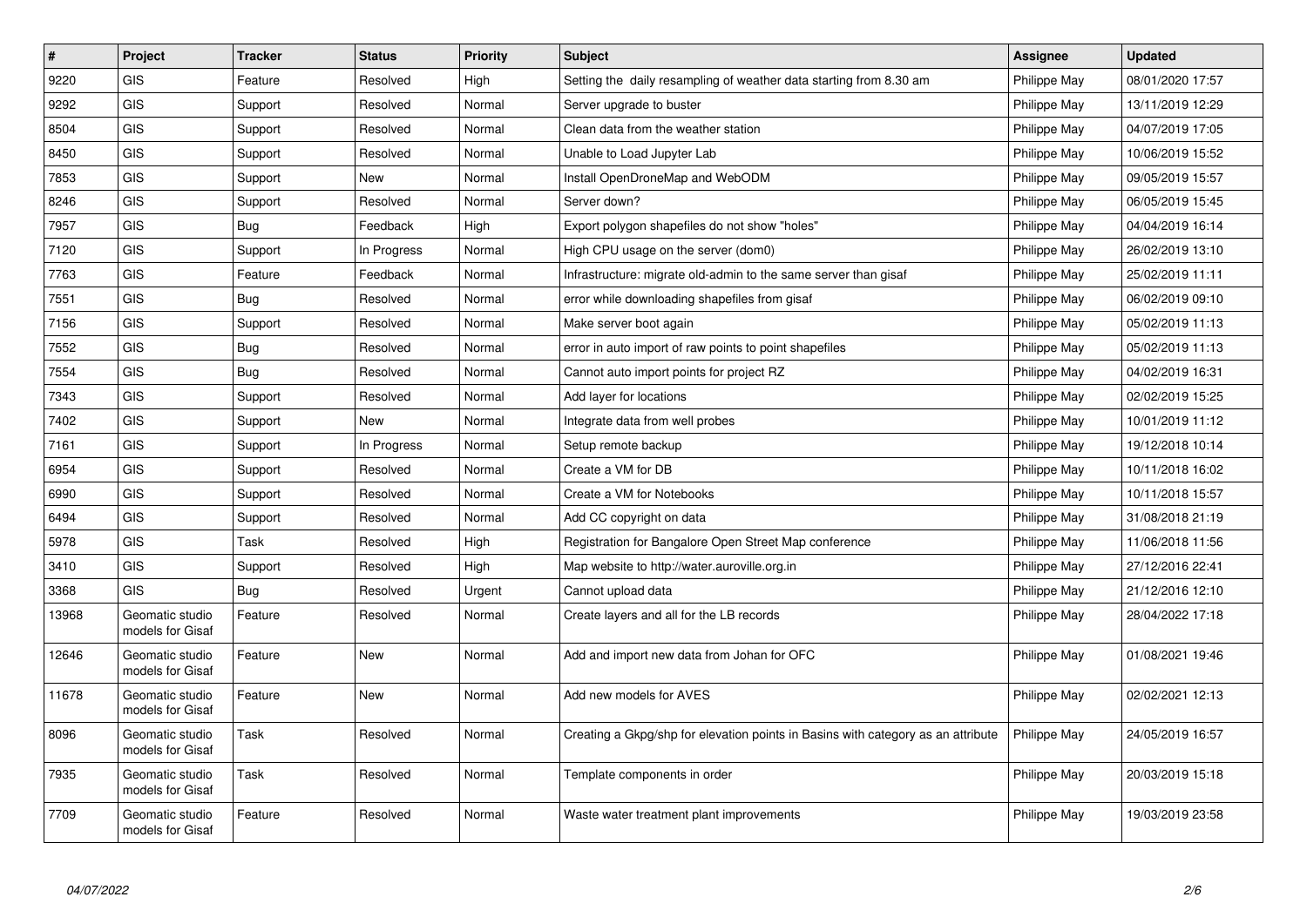| # | Project | Tracker | Status | Priority | Subject | Assignee | Updated |
|---|---|---|---|---|---|---|---|
| 9220 | GIS | Feature | Resolved | High | Setting the daily resampling of weather data starting from 8.30 am | Philippe May | 08/01/2020 17:57 |
| 9292 | GIS | Support | Resolved | Normal | Server upgrade to buster | Philippe May | 13/11/2019 12:29 |
| 8504 | GIS | Support | Resolved | Normal | Clean data from the weather station | Philippe May | 04/07/2019 17:05 |
| 8450 | GIS | Support | Resolved | Normal | Unable to Load Jupyter Lab | Philippe May | 10/06/2019 15:52 |
| 7853 | GIS | Support | New | Normal | Install OpenDroneMap and WebODM | Philippe May | 09/05/2019 15:57 |
| 8246 | GIS | Support | Resolved | Normal | Server down? | Philippe May | 06/05/2019 15:45 |
| 7957 | GIS | Bug | Feedback | High | Export polygon shapefiles do not show "holes" | Philippe May | 04/04/2019 16:14 |
| 7120 | GIS | Support | In Progress | Normal | High CPU usage on the server (dom0) | Philippe May | 26/02/2019 13:10 |
| 7763 | GIS | Feature | Feedback | Normal | Infrastructure: migrate old-admin to the same server than gisaf | Philippe May | 25/02/2019 11:11 |
| 7551 | GIS | Bug | Resolved | Normal | error while downloading shapefiles from gisaf | Philippe May | 06/02/2019 09:10 |
| 7156 | GIS | Support | Resolved | Normal | Make server boot again | Philippe May | 05/02/2019 11:13 |
| 7552 | GIS | Bug | Resolved | Normal | error in auto import of raw points to point shapefiles | Philippe May | 05/02/2019 11:13 |
| 7554 | GIS | Bug | Resolved | Normal | Cannot auto import points for project RZ | Philippe May | 04/02/2019 16:31 |
| 7343 | GIS | Support | Resolved | Normal | Add layer for locations | Philippe May | 02/02/2019 15:25 |
| 7402 | GIS | Support | New | Normal | Integrate data from well probes | Philippe May | 10/01/2019 11:12 |
| 7161 | GIS | Support | In Progress | Normal | Setup remote backup | Philippe May | 19/12/2018 10:14 |
| 6954 | GIS | Support | Resolved | Normal | Create a VM for DB | Philippe May | 10/11/2018 16:02 |
| 6990 | GIS | Support | Resolved | Normal | Create a VM for Notebooks | Philippe May | 10/11/2018 15:57 |
| 6494 | GIS | Support | Resolved | Normal | Add CC copyright on data | Philippe May | 31/08/2018 21:19 |
| 5978 | GIS | Task | Resolved | High | Registration for Bangalore Open Street Map conference | Philippe May | 11/06/2018 11:56 |
| 3410 | GIS | Support | Resolved | High | Map website to http://water.auroville.org.in | Philippe May | 27/12/2016 22:41 |
| 3368 | GIS | Bug | Resolved | Urgent | Cannot upload data | Philippe May | 21/12/2016 12:10 |
| 13968 | Geomatic studio models for Gisaf | Feature | Resolved | Normal | Create layers and all for the LB records | Philippe May | 28/04/2022 17:18 |
| 12646 | Geomatic studio models for Gisaf | Feature | New | Normal | Add and import new data from Johan for OFC | Philippe May | 01/08/2021 19:46 |
| 11678 | Geomatic studio models for Gisaf | Feature | New | Normal | Add new models for AVES | Philippe May | 02/02/2021 12:13 |
| 8096 | Geomatic studio models for Gisaf | Task | Resolved | Normal | Creating a Gkpg/shp for elevation points in Basins with category as an attribute | Philippe May | 24/05/2019 16:57 |
| 7935 | Geomatic studio models for Gisaf | Task | Resolved | Normal | Template components in order | Philippe May | 20/03/2019 15:18 |
| 7709 | Geomatic studio models for Gisaf | Feature | Resolved | Normal | Waste water treatment plant improvements | Philippe May | 19/03/2019 23:58 |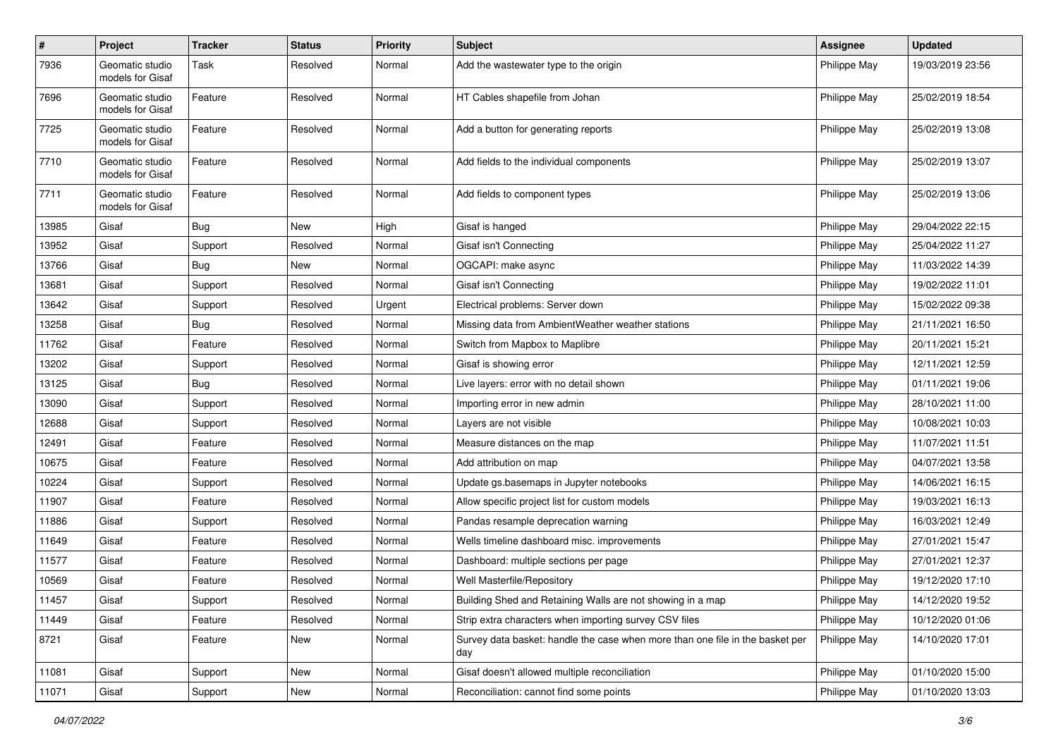| # | Project | Tracker | Status | Priority | Subject | Assignee | Updated |
|---|---|---|---|---|---|---|---|
| 7936 | Geomatic studio models for Gisaf | Task | Resolved | Normal | Add the wastewater type to the origin | Philippe May | 19/03/2019 23:56 |
| 7696 | Geomatic studio models for Gisaf | Feature | Resolved | Normal | HT Cables shapefile from Johan | Philippe May | 25/02/2019 18:54 |
| 7725 | Geomatic studio models for Gisaf | Feature | Resolved | Normal | Add a button for generating reports | Philippe May | 25/02/2019 13:08 |
| 7710 | Geomatic studio models for Gisaf | Feature | Resolved | Normal | Add fields to the individual components | Philippe May | 25/02/2019 13:07 |
| 7711 | Geomatic studio models for Gisaf | Feature | Resolved | Normal | Add fields to component types | Philippe May | 25/02/2019 13:06 |
| 13985 | Gisaf | Bug | New | High | Gisaf is hanged | Philippe May | 29/04/2022 22:15 |
| 13952 | Gisaf | Support | Resolved | Normal | Gisaf isn't Connecting | Philippe May | 25/04/2022 11:27 |
| 13766 | Gisaf | Bug | New | Normal | OGCAPI: make async | Philippe May | 11/03/2022 14:39 |
| 13681 | Gisaf | Support | Resolved | Normal | Gisaf isn't Connecting | Philippe May | 19/02/2022 11:01 |
| 13642 | Gisaf | Support | Resolved | Urgent | Electrical problems: Server down | Philippe May | 15/02/2022 09:38 |
| 13258 | Gisaf | Bug | Resolved | Normal | Missing data from AmbientWeather weather stations | Philippe May | 21/11/2021 16:50 |
| 11762 | Gisaf | Feature | Resolved | Normal | Switch from Mapbox to Maplibre | Philippe May | 20/11/2021 15:21 |
| 13202 | Gisaf | Support | Resolved | Normal | Gisaf is showing error | Philippe May | 12/11/2021 12:59 |
| 13125 | Gisaf | Bug | Resolved | Normal | Live layers: error with no detail shown | Philippe May | 01/11/2021 19:06 |
| 13090 | Gisaf | Support | Resolved | Normal | Importing error in new admin | Philippe May | 28/10/2021 11:00 |
| 12688 | Gisaf | Support | Resolved | Normal | Layers are not visible | Philippe May | 10/08/2021 10:03 |
| 12491 | Gisaf | Feature | Resolved | Normal | Measure distances on the map | Philippe May | 11/07/2021 11:51 |
| 10675 | Gisaf | Feature | Resolved | Normal | Add attribution on map | Philippe May | 04/07/2021 13:58 |
| 10224 | Gisaf | Support | Resolved | Normal | Update gs.basemaps in Jupyter notebooks | Philippe May | 14/06/2021 16:15 |
| 11907 | Gisaf | Feature | Resolved | Normal | Allow specific project list for custom models | Philippe May | 19/03/2021 16:13 |
| 11886 | Gisaf | Support | Resolved | Normal | Pandas resample deprecation warning | Philippe May | 16/03/2021 12:49 |
| 11649 | Gisaf | Feature | Resolved | Normal | Wells timeline dashboard misc. improvements | Philippe May | 27/01/2021 15:47 |
| 11577 | Gisaf | Feature | Resolved | Normal | Dashboard: multiple sections per page | Philippe May | 27/01/2021 12:37 |
| 10569 | Gisaf | Feature | Resolved | Normal | Well Masterfile/Repository | Philippe May | 19/12/2020 17:10 |
| 11457 | Gisaf | Support | Resolved | Normal | Building Shed and Retaining Walls are not showing in a map | Philippe May | 14/12/2020 19:52 |
| 11449 | Gisaf | Feature | Resolved | Normal | Strip extra characters when importing survey CSV files | Philippe May | 10/12/2020 01:06 |
| 8721 | Gisaf | Feature | New | Normal | Survey data basket: handle the case when more than one file in the basket per day | Philippe May | 14/10/2020 17:01 |
| 11081 | Gisaf | Support | New | Normal | Gisaf doesn't allowed multiple reconciliation | Philippe May | 01/10/2020 15:00 |
| 11071 | Gisaf | Support | New | Normal | Reconciliation: cannot find some points | Philippe May | 01/10/2020 13:03 |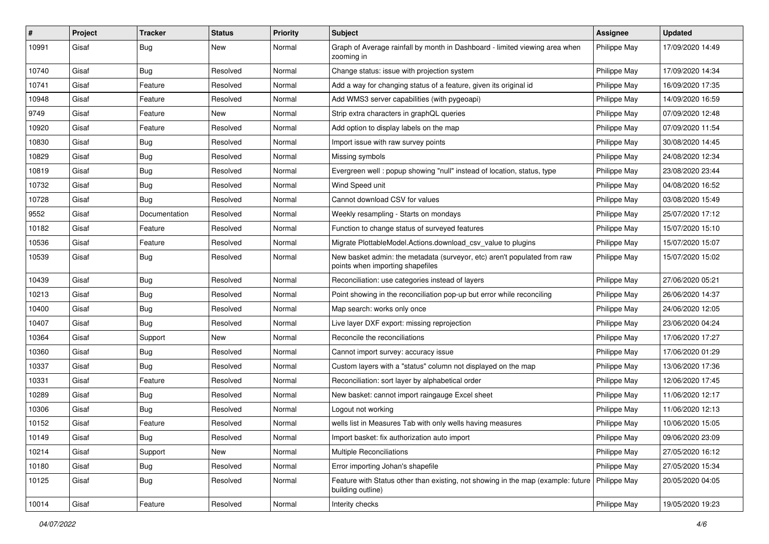| # | Project | Tracker | Status | Priority | Subject | Assignee | Updated |
|---|---|---|---|---|---|---|---|
| 10991 | Gisaf | Bug | New | Normal | Graph of Average rainfall by month in Dashboard - limited viewing area when zooming in | Philippe May | 17/09/2020 14:49 |
| 10740 | Gisaf | Bug | Resolved | Normal | Change status: issue with projection system | Philippe May | 17/09/2020 14:34 |
| 10741 | Gisaf | Feature | Resolved | Normal | Add a way for changing status of a feature, given its original id | Philippe May | 16/09/2020 17:35 |
| 10948 | Gisaf | Feature | Resolved | Normal | Add WMS3 server capabilities (with pygeoapi) | Philippe May | 14/09/2020 16:59 |
| 9749 | Gisaf | Feature | New | Normal | Strip extra characters in graphQL queries | Philippe May | 07/09/2020 12:48 |
| 10920 | Gisaf | Feature | Resolved | Normal | Add option to display labels on the map | Philippe May | 07/09/2020 11:54 |
| 10830 | Gisaf | Bug | Resolved | Normal | Import issue with raw survey points | Philippe May | 30/08/2020 14:45 |
| 10829 | Gisaf | Bug | Resolved | Normal | Missing symbols | Philippe May | 24/08/2020 12:34 |
| 10819 | Gisaf | Bug | Resolved | Normal | Evergreen well : popup showing "null" instead of location, status, type | Philippe May | 23/08/2020 23:44 |
| 10732 | Gisaf | Bug | Resolved | Normal | Wind Speed unit | Philippe May | 04/08/2020 16:52 |
| 10728 | Gisaf | Bug | Resolved | Normal | Cannot download CSV for values | Philippe May | 03/08/2020 15:49 |
| 9552 | Gisaf | Documentation | Resolved | Normal | Weekly resampling - Starts on mondays | Philippe May | 25/07/2020 17:12 |
| 10182 | Gisaf | Feature | Resolved | Normal | Function to change status of surveyed features | Philippe May | 15/07/2020 15:10 |
| 10536 | Gisaf | Feature | Resolved | Normal | Migrate PlottableModel.Actions.download_csv_value to plugins | Philippe May | 15/07/2020 15:07 |
| 10539 | Gisaf | Bug | Resolved | Normal | New basket admin: the metadata (surveyor, etc) aren't populated from raw points when importing shapefiles | Philippe May | 15/07/2020 15:02 |
| 10439 | Gisaf | Bug | Resolved | Normal | Reconciliation: use categories instead of layers | Philippe May | 27/06/2020 05:21 |
| 10213 | Gisaf | Bug | Resolved | Normal | Point showing in the reconciliation pop-up but error while reconciling | Philippe May | 26/06/2020 14:37 |
| 10400 | Gisaf | Bug | Resolved | Normal | Map search: works only once | Philippe May | 24/06/2020 12:05 |
| 10407 | Gisaf | Bug | Resolved | Normal | Live layer DXF export: missing reprojection | Philippe May | 23/06/2020 04:24 |
| 10364 | Gisaf | Support | New | Normal | Reconcile the reconciliations | Philippe May | 17/06/2020 17:27 |
| 10360 | Gisaf | Bug | Resolved | Normal | Cannot import survey: accuracy issue | Philippe May | 17/06/2020 01:29 |
| 10337 | Gisaf | Bug | Resolved | Normal | Custom layers with a "status" column not displayed on the map | Philippe May | 13/06/2020 17:36 |
| 10331 | Gisaf | Feature | Resolved | Normal | Reconciliation: sort layer by alphabetical order | Philippe May | 12/06/2020 17:45 |
| 10289 | Gisaf | Bug | Resolved | Normal | New basket: cannot import raingauge Excel sheet | Philippe May | 11/06/2020 12:17 |
| 10306 | Gisaf | Bug | Resolved | Normal | Logout not working | Philippe May | 11/06/2020 12:13 |
| 10152 | Gisaf | Feature | Resolved | Normal | wells list in Measures Tab with only wells having measures | Philippe May | 10/06/2020 15:05 |
| 10149 | Gisaf | Bug | Resolved | Normal | Import basket: fix authorization auto import | Philippe May | 09/06/2020 23:09 |
| 10214 | Gisaf | Support | New | Normal | Multiple Reconciliations | Philippe May | 27/05/2020 16:12 |
| 10180 | Gisaf | Bug | Resolved | Normal | Error importing Johan's shapefile | Philippe May | 27/05/2020 15:34 |
| 10125 | Gisaf | Bug | Resolved | Normal | Feature with Status other than existing, not showing in the map (example: future building outline) | Philippe May | 20/05/2020 04:05 |
| 10014 | Gisaf | Feature | Resolved | Normal | Interity checks | Philippe May | 19/05/2020 19:23 |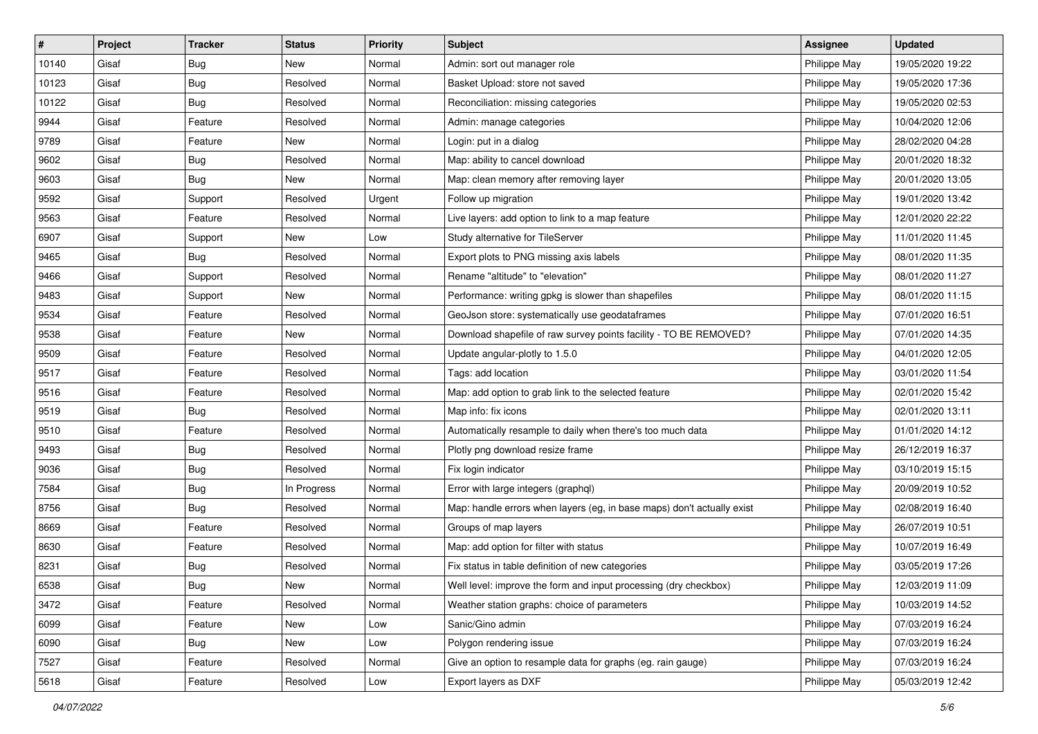| # | Project | Tracker | Status | Priority | Subject | Assignee | Updated |
|---|---|---|---|---|---|---|---|
| 10140 | Gisaf | Bug | New | Normal | Admin: sort out manager role | Philippe May | 19/05/2020 19:22 |
| 10123 | Gisaf | Bug | Resolved | Normal | Basket Upload: store not saved | Philippe May | 19/05/2020 17:36 |
| 10122 | Gisaf | Bug | Resolved | Normal | Reconciliation: missing categories | Philippe May | 19/05/2020 02:53 |
| 9944 | Gisaf | Feature | Resolved | Normal | Admin: manage categories | Philippe May | 10/04/2020 12:06 |
| 9789 | Gisaf | Feature | New | Normal | Login: put in a dialog | Philippe May | 28/02/2020 04:28 |
| 9602 | Gisaf | Bug | Resolved | Normal | Map: ability to cancel download | Philippe May | 20/01/2020 18:32 |
| 9603 | Gisaf | Bug | New | Normal | Map: clean memory after removing layer | Philippe May | 20/01/2020 13:05 |
| 9592 | Gisaf | Support | Resolved | Urgent | Follow up migration | Philippe May | 19/01/2020 13:42 |
| 9563 | Gisaf | Feature | Resolved | Normal | Live layers: add option to link to a map feature | Philippe May | 12/01/2020 22:22 |
| 6907 | Gisaf | Support | New | Low | Study alternative for TileServer | Philippe May | 11/01/2020 11:45 |
| 9465 | Gisaf | Bug | Resolved | Normal | Export plots to PNG missing axis labels | Philippe May | 08/01/2020 11:35 |
| 9466 | Gisaf | Support | Resolved | Normal | Rename "altitude" to "elevation" | Philippe May | 08/01/2020 11:27 |
| 9483 | Gisaf | Support | New | Normal | Performance: writing gpkg is slower than shapefiles | Philippe May | 08/01/2020 11:15 |
| 9534 | Gisaf | Feature | Resolved | Normal | GeoJson store: systematically use geodataframes | Philippe May | 07/01/2020 16:51 |
| 9538 | Gisaf | Feature | New | Normal | Download shapefile of raw survey points facility - TO BE REMOVED? | Philippe May | 07/01/2020 14:35 |
| 9509 | Gisaf | Feature | Resolved | Normal | Update angular-plotly to 1.5.0 | Philippe May | 04/01/2020 12:05 |
| 9517 | Gisaf | Feature | Resolved | Normal | Tags: add location | Philippe May | 03/01/2020 11:54 |
| 9516 | Gisaf | Feature | Resolved | Normal | Map: add option to grab link to the selected feature | Philippe May | 02/01/2020 15:42 |
| 9519 | Gisaf | Bug | Resolved | Normal | Map info: fix icons | Philippe May | 02/01/2020 13:11 |
| 9510 | Gisaf | Feature | Resolved | Normal | Automatically resample to daily when there's too much data | Philippe May | 01/01/2020 14:12 |
| 9493 | Gisaf | Bug | Resolved | Normal | Plotly png download resize frame | Philippe May | 26/12/2019 16:37 |
| 9036 | Gisaf | Bug | Resolved | Normal | Fix login indicator | Philippe May | 03/10/2019 15:15 |
| 7584 | Gisaf | Bug | In Progress | Normal | Error with large integers (graphql) | Philippe May | 20/09/2019 10:52 |
| 8756 | Gisaf | Bug | Resolved | Normal | Map: handle errors when layers (eg, in base maps) don't actually exist | Philippe May | 02/08/2019 16:40 |
| 8669 | Gisaf | Feature | Resolved | Normal | Groups of map layers | Philippe May | 26/07/2019 10:51 |
| 8630 | Gisaf | Feature | Resolved | Normal | Map: add option for filter with status | Philippe May | 10/07/2019 16:49 |
| 8231 | Gisaf | Bug | Resolved | Normal | Fix status in table definition of new categories | Philippe May | 03/05/2019 17:26 |
| 6538 | Gisaf | Bug | New | Normal | Well level: improve the form and input processing (dry checkbox) | Philippe May | 12/03/2019 11:09 |
| 3472 | Gisaf | Feature | Resolved | Normal | Weather station graphs: choice of parameters | Philippe May | 10/03/2019 14:52 |
| 6099 | Gisaf | Feature | New | Low | Sanic/Gino admin | Philippe May | 07/03/2019 16:24 |
| 6090 | Gisaf | Bug | New | Low | Polygon rendering issue | Philippe May | 07/03/2019 16:24 |
| 7527 | Gisaf | Feature | Resolved | Normal | Give an option to resample data for graphs (eg. rain gauge) | Philippe May | 07/03/2019 16:24 |
| 5618 | Gisaf | Feature | Resolved | Low | Export layers as DXF | Philippe May | 05/03/2019 12:42 |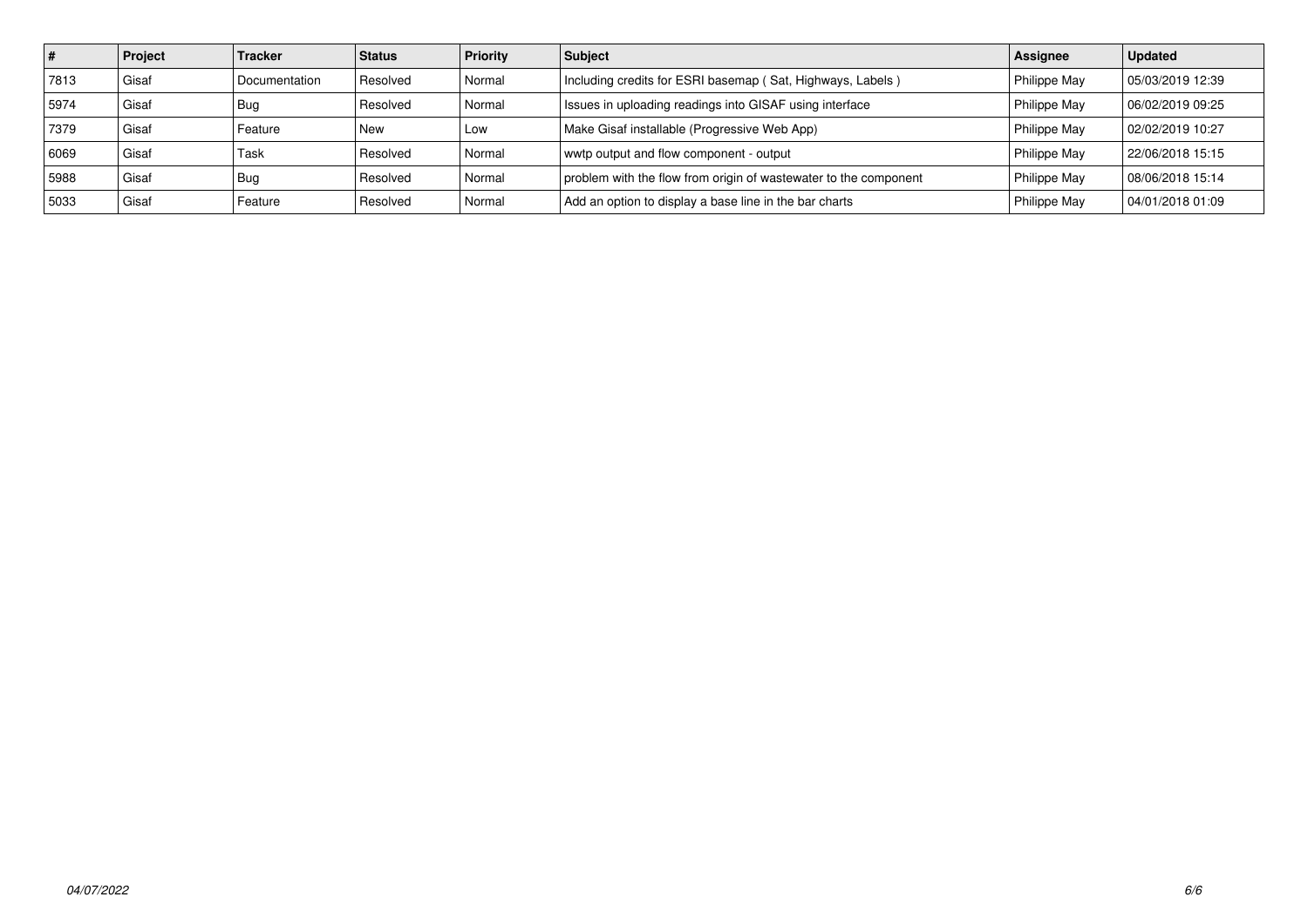| # | Project | Tracker | Status | Priority | Subject | Assignee | Updated |
|---|---|---|---|---|---|---|---|
| 7813 | Gisaf | Documentation | Resolved | Normal | Including credits for ESRI basemap ( Sat, Highways, Labels ) | Philippe May | 05/03/2019 12:39 |
| 5974 | Gisaf | Bug | Resolved | Normal | Issues in uploading readings into GISAF using interface | Philippe May | 06/02/2019 09:25 |
| 7379 | Gisaf | Feature | New | Low | Make Gisaf installable (Progressive Web App) | Philippe May | 02/02/2019 10:27 |
| 6069 | Gisaf | Task | Resolved | Normal | wwtp output and flow component - output | Philippe May | 22/06/2018 15:15 |
| 5988 | Gisaf | Bug | Resolved | Normal | problem with the flow from origin of wastewater to the component | Philippe May | 08/06/2018 15:14 |
| 5033 | Gisaf | Feature | Resolved | Normal | Add an option to display a base line in the bar charts | Philippe May | 04/01/2018 01:09 |